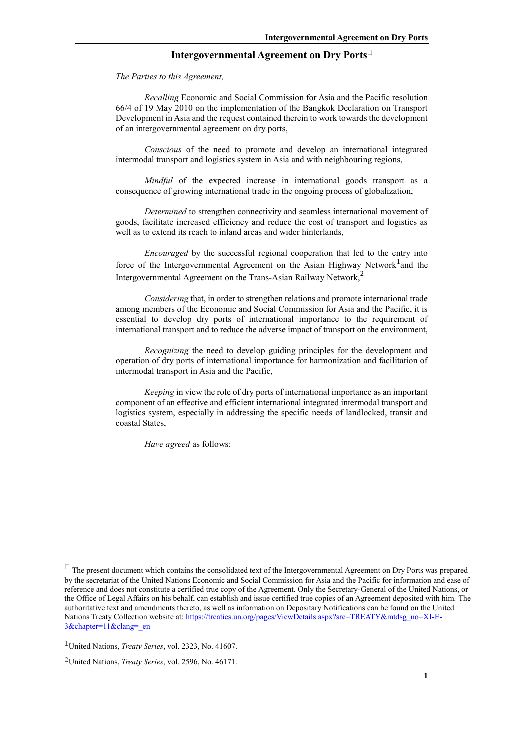# Intergovernmental Agreement on Dry Ports[*]

*The Parties to this Agreement,*

*Recalling* Economic and Social Commission for Asia and the Pacific resolution 66/4 of 19 May 2010 on the implementation of the Bangkok Declaration on Transport Development in Asia and the request contained therein to work towards the development of an intergovernmental agreement on dry ports,

*Conscious* of the need to promote and develop an international integrated intermodal transport and logistics system in Asia and with neighbouring regions,

*Mindful* of the expected increase in international goods transport as a consequence of growing international trade in the ongoing process of globalization,

*Determined* to strengthen connectivity and seamless international movement of goods, facilitate increased efficiency and reduce the cost of transport and logistics as well as to extend its reach to inland areas and wider hinterlands,

*Encouraged* by the successful regional cooperation that led to the entry into force of the Intergovernmental Agreement on the Asian Highway Network[1] and the Intergovernmental Agreement on the Trans-Asian Railway Network,[2]

*Considering* that, in order to strengthen relations and promote international trade among members of the Economic and Social Commission for Asia and the Pacific, it is essential to develop dry ports of international importance to the requirement of international transport and to reduce the adverse impact of transport on the environment,

*Recognizing* the need to develop guiding principles for the development and operation of dry ports of international importance for harmonization and facilitation of intermodal transport in Asia and the Pacific,

*Keeping* in view the role of dry ports of international importance as an important component of an effective and efficient international integrated intermodal transport and logistics system, especially in addressing the specific needs of landlocked, transit and coastal States,

*Have agreed* as follows:

---

[*] The present document which contains the consolidated text of the Intergovernmental Agreement on Dry Ports was prepared by the secretariat of the United Nations Economic and Social Commission for Asia and the Pacific for information and ease of reference and does not constitute a certified true copy of the Agreement. Only the Secretary-General of the United Nations, or the Office of Legal Affairs on his behalf, can establish and issue certified true copies of an Agreement deposited with him. The authoritative text and amendments thereto, as well as information on Depositary Notifications can be found on the United Nations Treaty Collection website at: https://treaties.un.org/pages/ViewDetails.aspx?src=TREATY&mtdsg_no=XI-E-3&chapter=11&clang=_en

[1] United Nations, *Treaty Series*, vol. 2323, No. 41607.

[2] United Nations, *Treaty Series*, vol. 2596, No. 46171.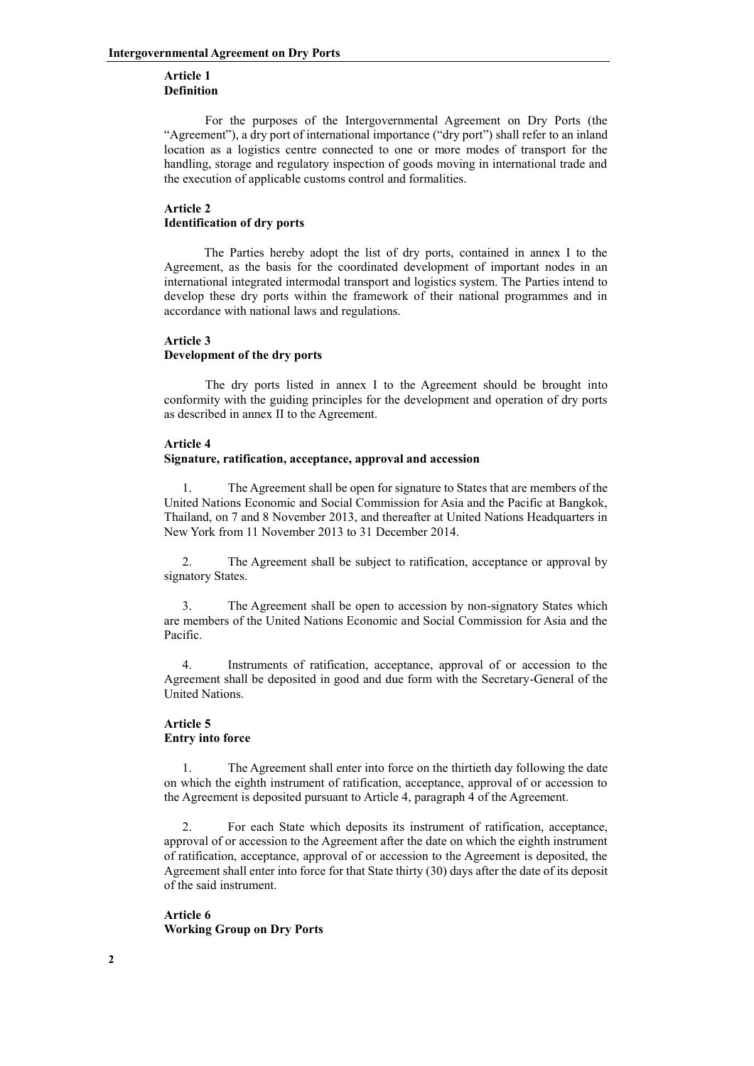### Article 1
### Definition

For the purposes of the Intergovernmental Agreement on Dry Ports (the "Agreement"), a dry port of international importance ("dry port") shall refer to an inland location as a logistics centre connected to one or more modes of transport for the handling, storage and regulatory inspection of goods moving in international trade and the execution of applicable customs control and formalities.

### Article 2
### Identification of dry ports

The Parties hereby adopt the list of dry ports, contained in annex I to the Agreement, as the basis for the coordinated development of important nodes in an international integrated intermodal transport and logistics system. The Parties intend to develop these dry ports within the framework of their national programmes and in accordance with national laws and regulations.

### Article 3
### Development of the dry ports

The dry ports listed in annex I to the Agreement should be brought into conformity with the guiding principles for the development and operation of dry ports as described in annex II to the Agreement.

### Article 4
### Signature, ratification, acceptance, approval and accession

1. The Agreement shall be open for signature to States that are members of the United Nations Economic and Social Commission for Asia and the Pacific at Bangkok, Thailand, on 7 and 8 November 2013, and thereafter at United Nations Headquarters in New York from 11 November 2013 to 31 December 2014.

2. The Agreement shall be subject to ratification, acceptance or approval by signatory States.

3. The Agreement shall be open to accession by non-signatory States which are members of the United Nations Economic and Social Commission for Asia and the Pacific.

4. Instruments of ratification, acceptance, approval of or accession to the Agreement shall be deposited in good and due form with the Secretary-General of the United Nations.

### Article 5
### Entry into force

1. The Agreement shall enter into force on the thirtieth day following the date on which the eighth instrument of ratification, acceptance, approval of or accession to the Agreement is deposited pursuant to Article 4, paragraph 4 of the Agreement.

2. For each State which deposits its instrument of ratification, acceptance, approval of or accession to the Agreement after the date on which the eighth instrument of ratification, acceptance, approval of or accession to the Agreement is deposited, the Agreement shall enter into force for that State thirty (30) days after the date of its deposit of the said instrument.

### Article 6
### Working Group on Dry Ports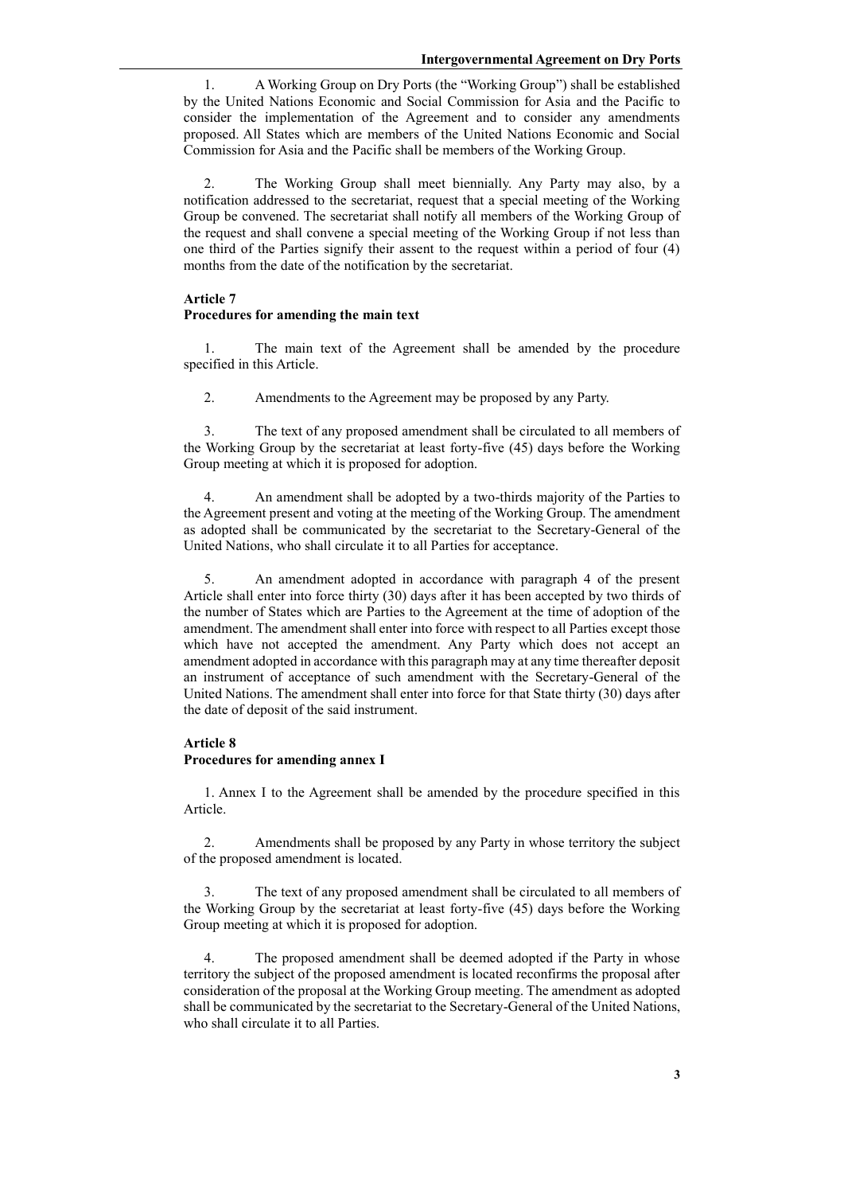1. A Working Group on Dry Ports (the "Working Group") shall be established by the United Nations Economic and Social Commission for Asia and the Pacific to consider the implementation of the Agreement and to consider any amendments proposed. All States which are members of the United Nations Economic and Social Commission for Asia and the Pacific shall be members of the Working Group.

2. The Working Group shall meet biennially. Any Party may also, by a notification addressed to the secretariat, request that a special meeting of the Working Group be convened. The secretariat shall notify all members of the Working Group of the request and shall convene a special meeting of the Working Group if not less than one third of the Parties signify their assent to the request within a period of four (4) months from the date of the notification by the secretariat.

**Article 7**
**Procedures for amending the main text**

1. The main text of the Agreement shall be amended by the procedure specified in this Article.

2. Amendments to the Agreement may be proposed by any Party.

3. The text of any proposed amendment shall be circulated to all members of the Working Group by the secretariat at least forty-five (45) days before the Working Group meeting at which it is proposed for adoption.

4. An amendment shall be adopted by a two-thirds majority of the Parties to the Agreement present and voting at the meeting of the Working Group. The amendment as adopted shall be communicated by the secretariat to the Secretary-General of the United Nations, who shall circulate it to all Parties for acceptance.

5. An amendment adopted in accordance with paragraph 4 of the present Article shall enter into force thirty (30) days after it has been accepted by two thirds of the number of States which are Parties to the Agreement at the time of adoption of the amendment. The amendment shall enter into force with respect to all Parties except those which have not accepted the amendment. Any Party which does not accept an amendment adopted in accordance with this paragraph may at any time thereafter deposit an instrument of acceptance of such amendment with the Secretary-General of the United Nations. The amendment shall enter into force for that State thirty (30) days after the date of deposit of the said instrument.

**Article 8**
**Procedures for amending annex I**

1. Annex I to the Agreement shall be amended by the procedure specified in this Article.

2. Amendments shall be proposed by any Party in whose territory the subject of the proposed amendment is located.

3. The text of any proposed amendment shall be circulated to all members of the Working Group by the secretariat at least forty-five (45) days before the Working Group meeting at which it is proposed for adoption.

4. The proposed amendment shall be deemed adopted if the Party in whose territory the subject of the proposed amendment is located reconfirms the proposal after consideration of the proposal at the Working Group meeting. The amendment as adopted shall be communicated by the secretariat to the Secretary-General of the United Nations, who shall circulate it to all Parties.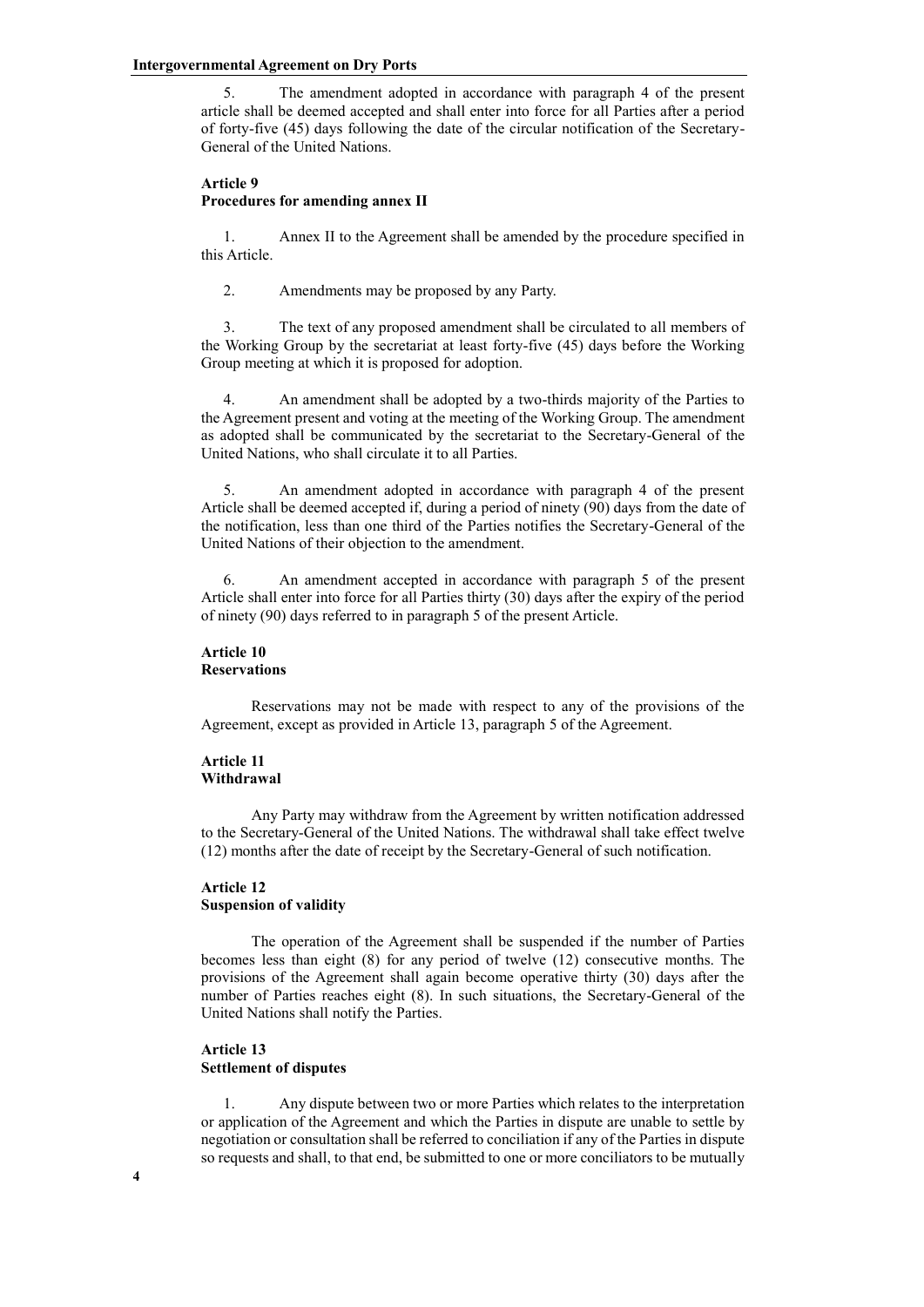5. The amendment adopted in accordance with paragraph 4 of the present article shall be deemed accepted and shall enter into force for all Parties after a period of forty-five (45) days following the date of the circular notification of the Secretary-General of the United Nations.

### Article 9
### Procedures for amending annex II

1. Annex II to the Agreement shall be amended by the procedure specified in this Article.

2. Amendments may be proposed by any Party.

3. The text of any proposed amendment shall be circulated to all members of the Working Group by the secretariat at least forty-five (45) days before the Working Group meeting at which it is proposed for adoption.

4. An amendment shall be adopted by a two-thirds majority of the Parties to the Agreement present and voting at the meeting of the Working Group. The amendment as adopted shall be communicated by the secretariat to the Secretary-General of the United Nations, who shall circulate it to all Parties.

5. An amendment adopted in accordance with paragraph 4 of the present Article shall be deemed accepted if, during a period of ninety (90) days from the date of the notification, less than one third of the Parties notifies the Secretary-General of the United Nations of their objection to the amendment.

6. An amendment accepted in accordance with paragraph 5 of the present Article shall enter into force for all Parties thirty (30) days after the expiry of the period of ninety (90) days referred to in paragraph 5 of the present Article.

### Article 10
### Reservations

Reservations may not be made with respect to any of the provisions of the Agreement, except as provided in Article 13, paragraph 5 of the Agreement.

### Article 11
### Withdrawal

Any Party may withdraw from the Agreement by written notification addressed to the Secretary-General of the United Nations. The withdrawal shall take effect twelve (12) months after the date of receipt by the Secretary-General of such notification.

### Article 12
### Suspension of validity

The operation of the Agreement shall be suspended if the number of Parties becomes less than eight (8) for any period of twelve (12) consecutive months. The provisions of the Agreement shall again become operative thirty (30) days after the number of Parties reaches eight (8). In such situations, the Secretary-General of the United Nations shall notify the Parties.

### Article 13
### Settlement of disputes

1. Any dispute between two or more Parties which relates to the interpretation or application of the Agreement and which the Parties in dispute are unable to settle by negotiation or consultation shall be referred to conciliation if any of the Parties in dispute so requests and shall, to that end, be submitted to one or more conciliators to be mutually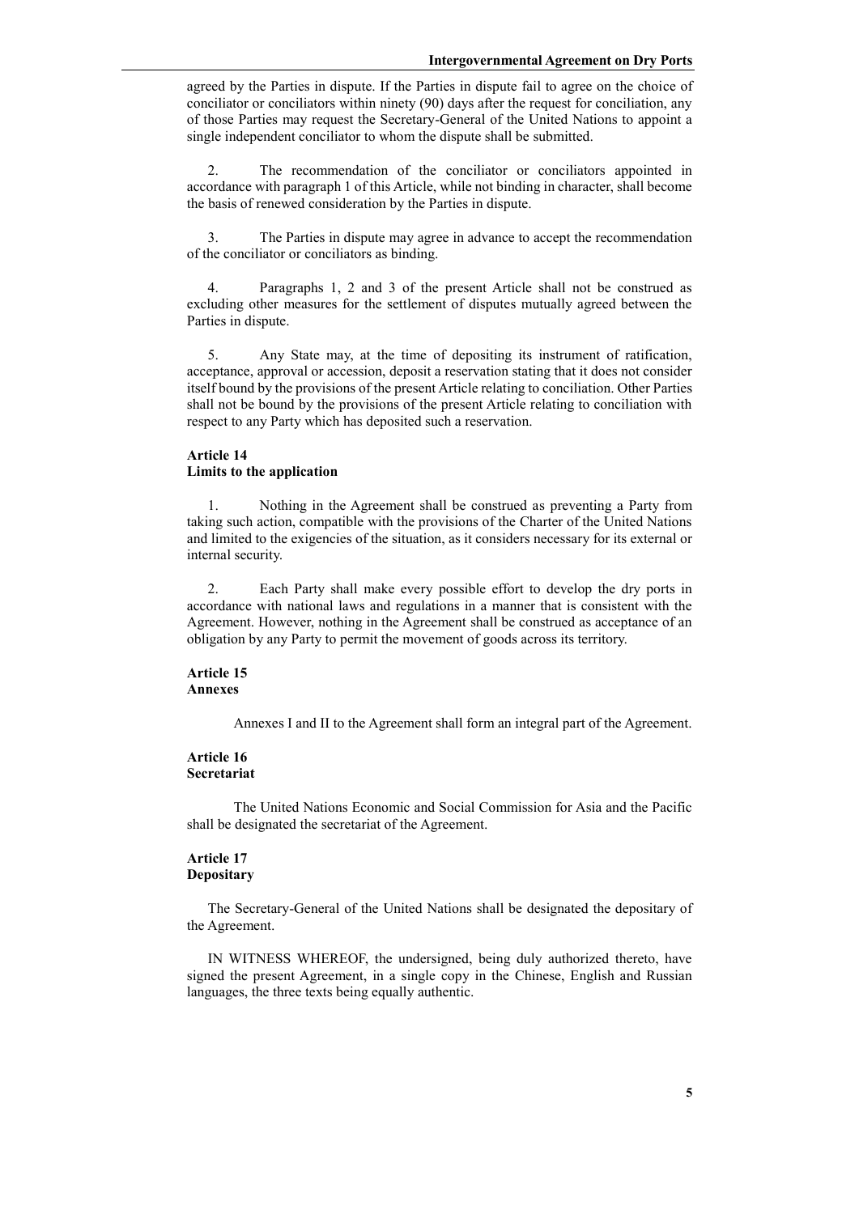agreed by the Parties in dispute. If the Parties in dispute fail to agree on the choice of conciliator or conciliators within ninety (90) days after the request for conciliation, any of those Parties may request the Secretary-General of the United Nations to appoint a single independent conciliator to whom the dispute shall be submitted.

2. The recommendation of the conciliator or conciliators appointed in accordance with paragraph 1 of this Article, while not binding in character, shall become the basis of renewed consideration by the Parties in dispute.

3. The Parties in dispute may agree in advance to accept the recommendation of the conciliator or conciliators as binding.

4. Paragraphs 1, 2 and 3 of the present Article shall not be construed as excluding other measures for the settlement of disputes mutually agreed between the Parties in dispute.

5. Any State may, at the time of depositing its instrument of ratification, acceptance, approval or accession, deposit a reservation stating that it does not consider itself bound by the provisions of the present Article relating to conciliation. Other Parties shall not be bound by the provisions of the present Article relating to conciliation with respect to any Party which has deposited such a reservation.

**Article 14**
**Limits to the application**

1. Nothing in the Agreement shall be construed as preventing a Party from taking such action, compatible with the provisions of the Charter of the United Nations and limited to the exigencies of the situation, as it considers necessary for its external or internal security.

2. Each Party shall make every possible effort to develop the dry ports in accordance with national laws and regulations in a manner that is consistent with the Agreement. However, nothing in the Agreement shall be construed as acceptance of an obligation by any Party to permit the movement of goods across its territory.

**Article 15**
**Annexes**

Annexes I and II to the Agreement shall form an integral part of the Agreement.

**Article 16**
**Secretariat**

The United Nations Economic and Social Commission for Asia and the Pacific shall be designated the secretariat of the Agreement.

**Article 17**
**Depositary**

The Secretary-General of the United Nations shall be designated the depositary of the Agreement.

IN WITNESS WHEREOF, the undersigned, being duly authorized thereto, have signed the present Agreement, in a single copy in the Chinese, English and Russian languages, the three texts being equally authentic.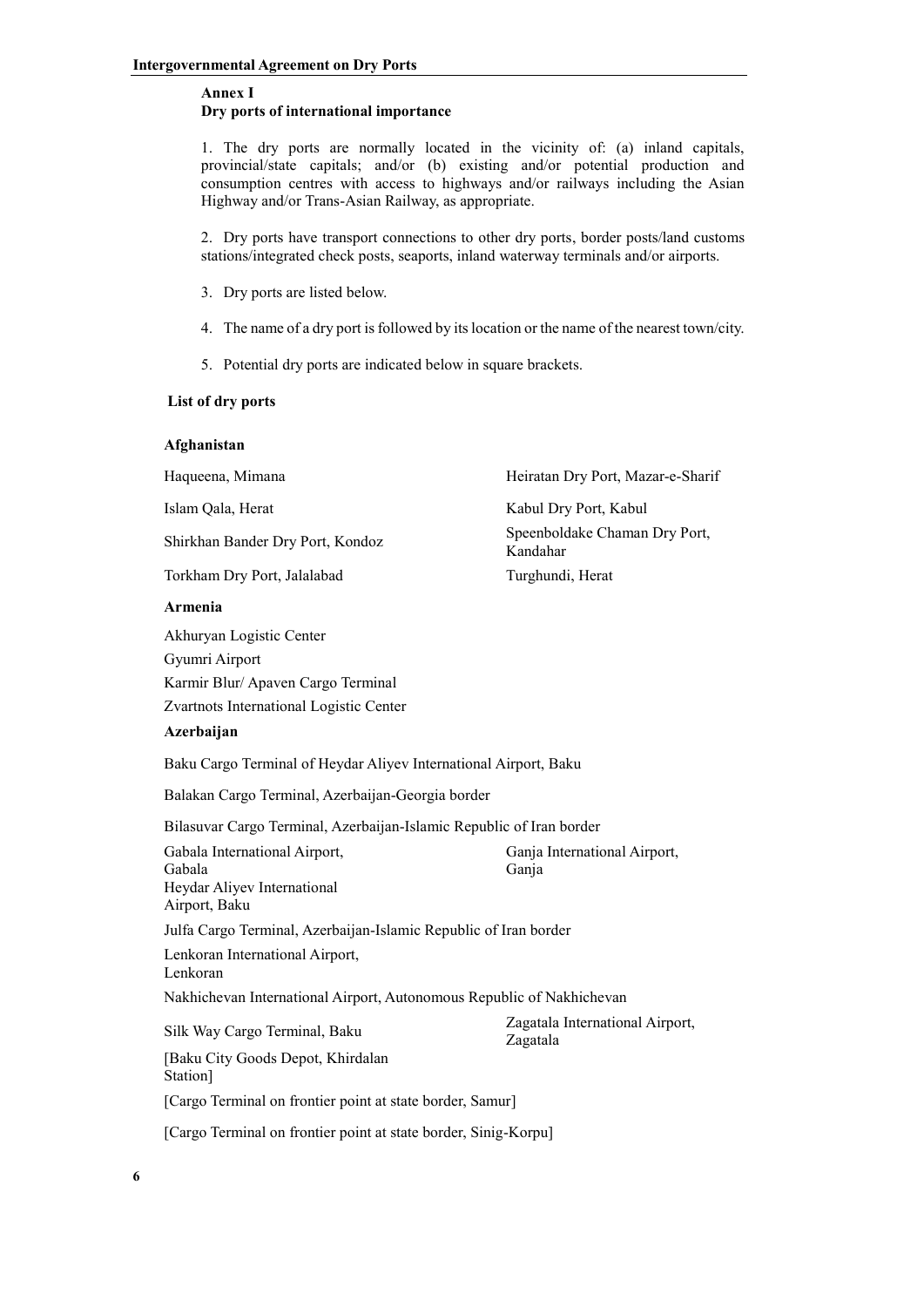## Annex I

## Dry ports of international importance

1. The dry ports are normally located in the vicinity of: (a) inland capitals, provincial/state capitals; and/or (b) existing and/or potential production and consumption centres with access to highways and/or railways including the Asian Highway and/or Trans-Asian Railway, as appropriate.

2. Dry ports have transport connections to other dry ports, border posts/land customs stations/integrated check posts, seaports, inland waterway terminals and/or airports.

3. Dry ports are listed below.

4. The name of a dry port is followed by its location or the name of the nearest town/city.

5. Potential dry ports are indicated below in square brackets.

### List of dry ports

#### Afghanistan

Haqueena, Mimana

Heiratan Dry Port, Mazar-e-Sharif

Islam Qala, Herat

Kabul Dry Port, Kabul

Shirkhan Bander Dry Port, Kondoz

Speenboldake Chaman Dry Port, Kandahar

Torkham Dry Port, Jalalabad

Turghundi, Herat

#### Armenia

Akhuryan Logistic Center

Gyumri Airport

Karmir Blur/ Apaven Cargo Terminal

Zvartnots International Logistic Center

#### Azerbaijan

Baku Cargo Terminal of Heydar Aliyev International Airport, Baku

Balakan Cargo Terminal, Azerbaijan-Georgia border

Bilasuvar Cargo Terminal, Azerbaijan-Islamic Republic of Iran border

Gabala International Airport, Gabala

Ganja International Airport, Ganja

Heydar Aliyev International Airport, Baku

Julfa Cargo Terminal, Azerbaijan-Islamic Republic of Iran border

Lenkoran International Airport, Lenkoran

Nakhichevan International Airport, Autonomous Republic of Nakhichevan

Silk Way Cargo Terminal, Baku

Zagatala International Airport, Zagatala

[Baku City Goods Depot, Khirdalan Station]

[Cargo Terminal on frontier point at state border, Samur]

[Cargo Terminal on frontier point at state border, Sinig-Korpu]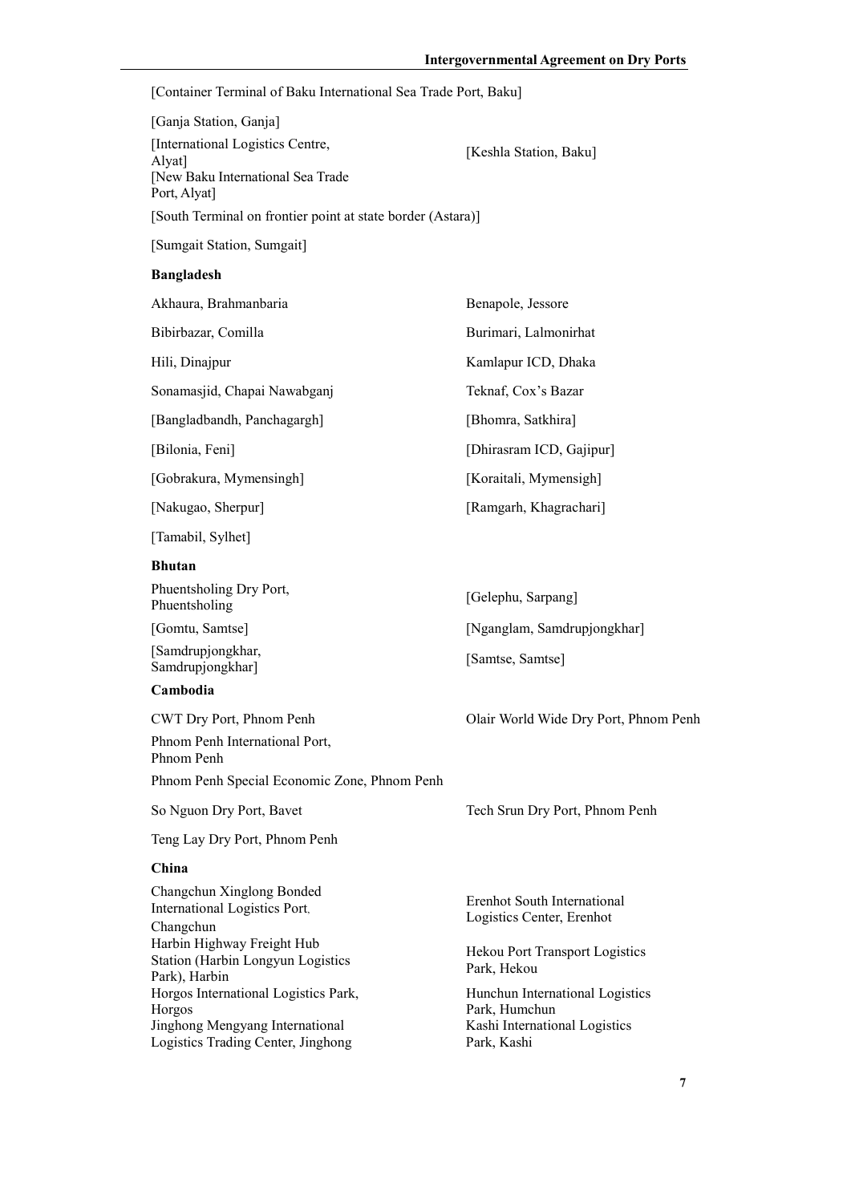[Container Terminal of Baku International Sea Trade Port, Baku]

[Ganja Station, Ganja]

[International Logistics Centre, Alyat]

[Keshla Station, Baku]

[New Baku International Sea Trade Port, Alyat]

[South Terminal on frontier point at state border (Astara)]

[Sumgait Station, Sumgait]

**Bangladesh**

Akhaura, Brahmanbaria

Benapole, Jessore

Bibirbazar, Comilla

Burimari, Lalmonirhat

Hili, Dinajpur

Kamlapur ICD, Dhaka

Sonamasjid, Chapai Nawabganj

Teknaf, Cox's Bazar

[Bangladbandh, Panchagargh]

[Bhomra, Satkhira]

[Bilonia, Feni]

[Dhirasram ICD, Gajipur]

[Gobrakura, Mymensingh]

[Koraitali, Mymensigh]

[Nakugao, Sherpur]

[Ramgarh, Khagrachari]

[Tamabil, Sylhet]

**Bhutan**

Phuentsholing Dry Port, Phuentsholing

[Gelephu, Sarpang]

[Gomtu, Samtse]

[Nganglam, Samdrupjongkhar]

[Samdrupjongkhar, Samdrupjongkhar]

[Samtse, Samtse]

**Cambodia**

CWT Dry Port, Phnom Penh

Olair World Wide Dry Port, Phnom Penh

Phnom Penh International Port, Phnom Penh

Phnom Penh Special Economic Zone, Phnom Penh

So Nguon Dry Port, Bavet

Tech Srun Dry Port, Phnom Penh

Teng Lay Dry Port, Phnom Penh

**China**

Changchun Xinglong Bonded International Logistics Port, Changchun

Erenhot South International Logistics Center, Erenhot

Harbin Highway Freight Hub Station (Harbin Longyun Logistics Park), Harbin

Hekou Port Transport Logistics Park, Hekou

Horgos International Logistics Park, Horgos

Hunchun International Logistics Park, Humchun

Jinghong Mengyang International Logistics Trading Center, Jinghong

Kashi International Logistics Park, Kashi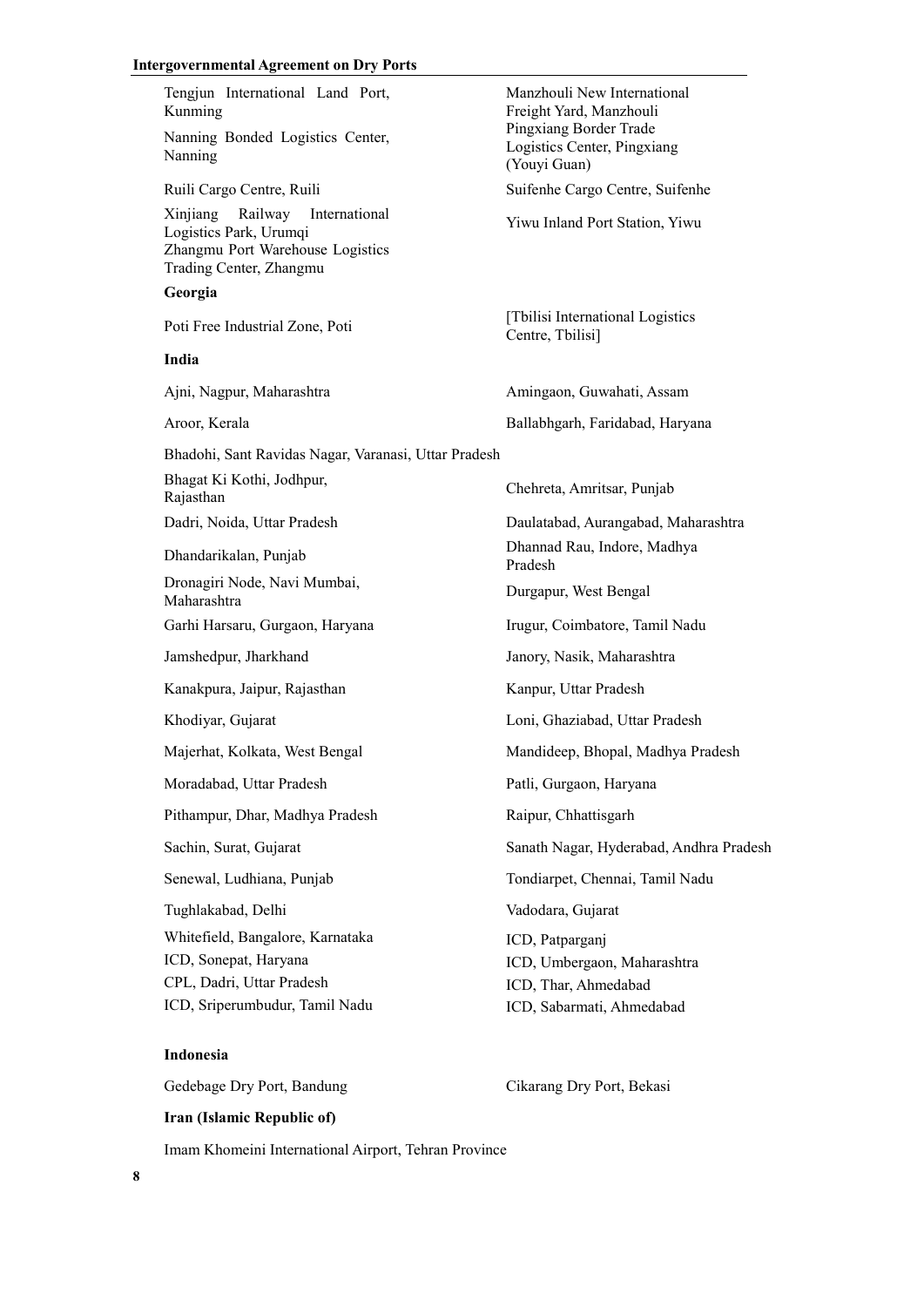Tengjun International Land Port, Kunming

Manzhouli New International Freight Yard, Manzhouli

Nanning Bonded Logistics Center, Nanning

Pingxiang Border Trade Logistics Center, Pingxiang (Youyi Guan)

Ruili Cargo Centre, Ruili

Suifenhe Cargo Centre, Suifenhe

Xinjiang Railway International Logistics Park, Urumqi

Yiwu Inland Port Station, Yiwu

Zhangmu Port Warehouse Logistics Trading Center, Zhangmu

**Georgia**

Poti Free Industrial Zone, Poti

[Tbilisi International Logistics Centre, Tbilisi]

**India**

Ajni, Nagpur, Maharashtra

Amingaon, Guwahati, Assam

Aroor, Kerala

Ballabhgarh, Faridabad, Haryana

Bhadohi, Sant Ravidas Nagar, Varanasi, Uttar Pradesh

Bhagat Ki Kothi, Jodhpur, Rajasthan

Chehreta, Amritsar, Punjab

Dadri, Noida, Uttar Pradesh

Daulatabad, Aurangabad, Maharashtra

Dhandarikalan, Punjab

Dhannad Rau, Indore, Madhya Pradesh

Dronagiri Node, Navi Mumbai, Maharashtra

Durgapur, West Bengal

Garhi Harsaru, Gurgaon, Haryana

Irugur, Coimbatore, Tamil Nadu

Jamshedpur, Jharkhand

Janory, Nasik, Maharashtra

Kanakpura, Jaipur, Rajasthan

Kanpur, Uttar Pradesh

Khodiyar, Gujarat

Loni, Ghaziabad, Uttar Pradesh

Majerhat, Kolkata, West Bengal

Mandideep, Bhopal, Madhya Pradesh

Moradabad, Uttar Pradesh

Patli, Gurgaon, Haryana

Pithampur, Dhar, Madhya Pradesh

Raipur, Chhattisgarh

Sachin, Surat, Gujarat

Sanath Nagar, Hyderabad, Andhra Pradesh

Senewal, Ludhiana, Punjab

Tondiarpet, Chennai, Tamil Nadu

Tughlakabad, Delhi

Vadodara, Gujarat

Whitefield, Bangalore, Karnataka

ICD, Patparganj

ICD, Sonepat, Haryana

ICD, Umbergaon, Maharashtra

CPL, Dadri, Uttar Pradesh

ICD, Thar, Ahmedabad

ICD, Sriperumbudur, Tamil Nadu

ICD, Sabarmati, Ahmedabad

**Indonesia**

Gedebage Dry Port, Bandung

Cikarang Dry Port, Bekasi

**Iran (Islamic Republic of)**

Imam Khomeini International Airport, Tehran Province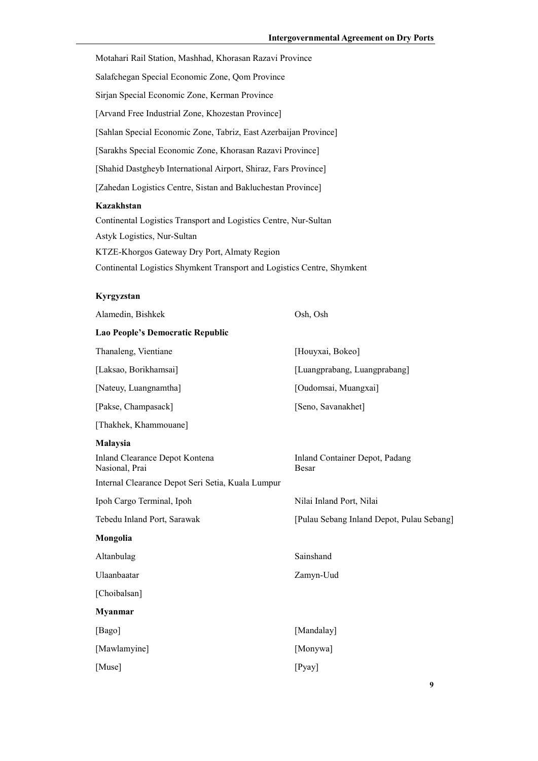Motahari Rail Station, Mashhad, Khorasan Razavi Province

Salafchegan Special Economic Zone, Qom Province

Sirjan Special Economic Zone, Kerman Province

[Arvand Free Industrial Zone, Khozestan Province]

[Sahlan Special Economic Zone, Tabriz, East Azerbaijan Province]

[Sarakhs Special Economic Zone, Khorasan Razavi Province]

[Shahid Dastgheyb International Airport, Shiraz, Fars Province]

[Zahedan Logistics Centre, Sistan and Bakluchestan Province]

**Kazakhstan**

Continental Logistics Transport and Logistics Centre, Nur-Sultan

Astyk Logistics, Nur-Sultan

KTZE-Khorgos Gateway Dry Port, Almaty Region

Continental Logistics Shymkent Transport and Logistics Centre, Shymkent

**Kyrgyzstan**

Alamedin, Bishkek

Osh, Osh

**Lao People's Democratic Republic**

Thanaleng, Vientiane

[Houyxai, Bokeo]

[Laksao, Borikhamsai]

[Luangprabang, Luangprabang]

[Nateuy, Luangnamtha]

[Oudomsai, Muangxai]

[Pakse, Champasack]

[Seno, Savanakhet]

[Thakhek, Khammouane]

**Malaysia**

Inland Clearance Depot Kontena Nasional, Prai

Inland Container Depot, Padang Besar

Internal Clearance Depot Seri Setia, Kuala Lumpur

Ipoh Cargo Terminal, Ipoh

Nilai Inland Port, Nilai

Tebedu Inland Port, Sarawak

[Pulau Sebang Inland Depot, Pulau Sebang]

**Mongolia**

Altanbulag

Sainshand

Ulaanbaatar

Zamyn-Uud

[Choibalsan]

**Myanmar**

[Bago]

[Mandalay]

[Mawlamyine]

[Monywa]

[Muse]

[Pyay]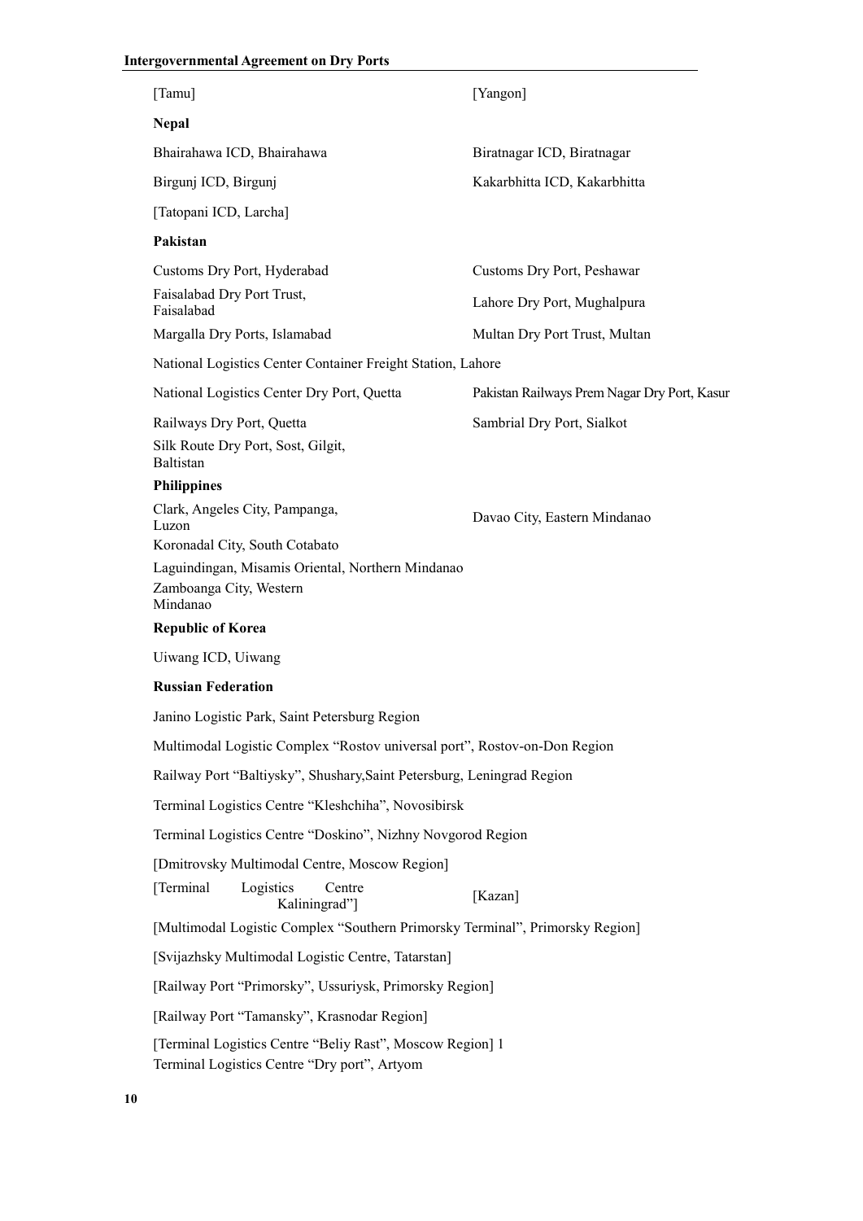[Tamu]

[Yangon]

**Nepal**

Bhairahawa ICD, Bhairahawa

Biratnagar ICD, Biratnagar

Birgunj ICD, Birgunj

Kakarbhitta ICD, Kakarbhitta

[Tatopani ICD, Larcha]

**Pakistan**

Customs Dry Port, Hyderabad

Customs Dry Port, Peshawar

Faisalabad Dry Port Trust, Faisalabad

Lahore Dry Port, Mughalpura

Margalla Dry Ports, Islamabad

Multan Dry Port Trust, Multan

National Logistics Center Container Freight Station, Lahore

National Logistics Center Dry Port, Quetta

Pakistan Railways Prem Nagar Dry Port, Kasur

Railways Dry Port, Quetta

Sambrial Dry Port, Sialkot

Silk Route Dry Port, Sost, Gilgit, Baltistan

**Philippines**

Clark, Angeles City, Pampanga, Luzon

Davao City, Eastern Mindanao

Koronadal City, South Cotabato

Laguindingan, Misamis Oriental, Northern Mindanao

Zamboanga City, Western Mindanao

**Republic of Korea**

Uiwang ICD, Uiwang

**Russian Federation**

Janino Logistic Park, Saint Petersburg Region

Multimodal Logistic Complex "Rostov universal port", Rostov-on-Don Region

Railway Port "Baltiysky", Shushary,Saint Petersburg, Leningrad Region

Terminal Logistics Centre "Kleshchiha", Novosibirsk

Terminal Logistics Centre "Doskino", Nizhny Novgorod Region

[Dmitrovsky Multimodal Centre, Moscow Region]

[Terminal Logistics Centre Kaliningrad"]

[Kazan]

[Multimodal Logistic Complex "Southern Primorsky Terminal", Primorsky Region]

[Svijazhsky Multimodal Logistic Centre, Tatarstan]

[Railway Port "Primorsky", Ussuriysk, Primorsky Region]

[Railway Port "Tamansky", Krasnodar Region]

[Terminal Logistics Centre "Beliy Rast", Moscow Region] 1

Terminal Logistics Centre "Dry port", Artyom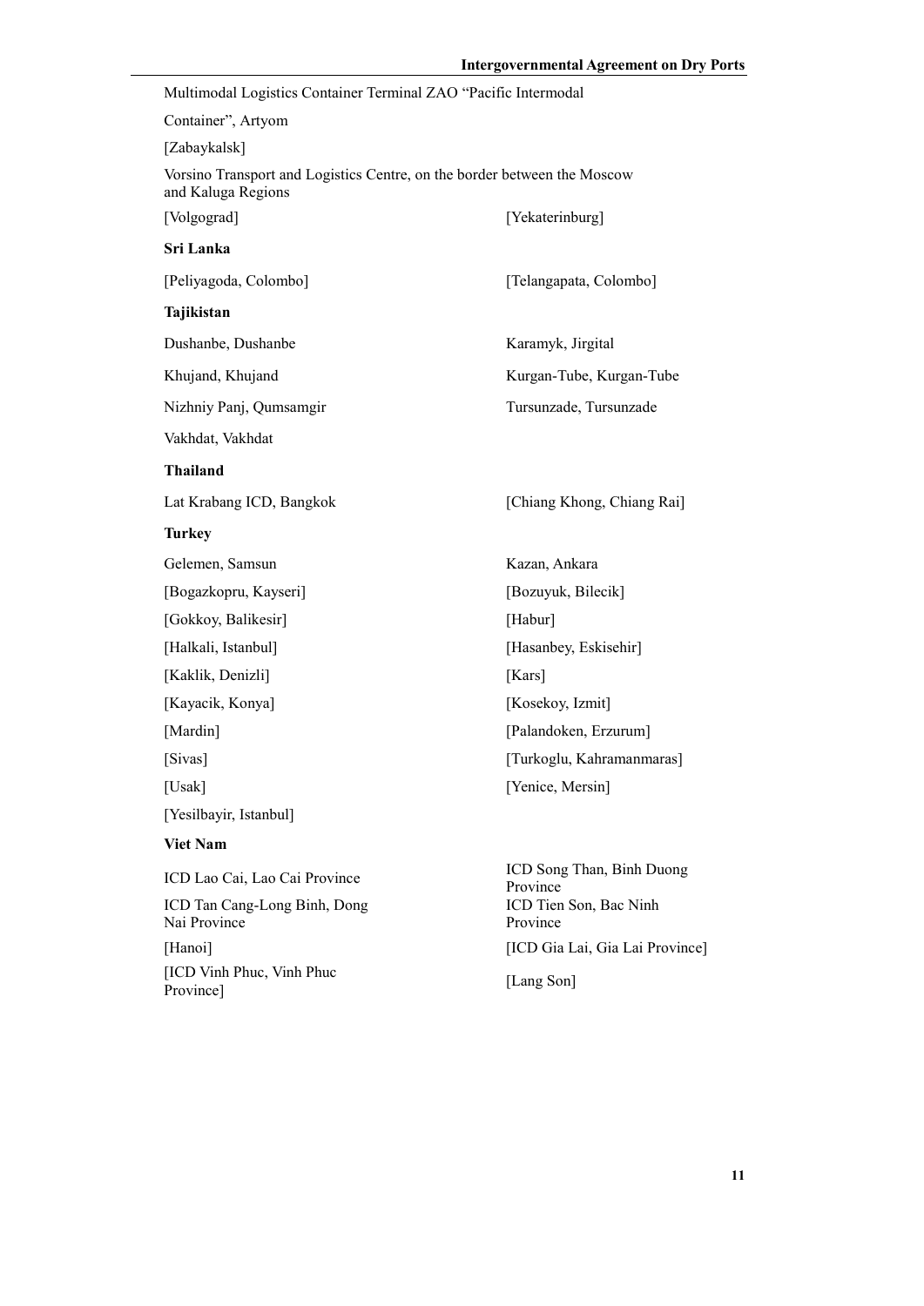Multimodal Logistics Container Terminal ZAO "Pacific Intermodal Container", Artyom

[Zabaykalsk]

Vorsino Transport and Logistics Centre, on the border between the Moscow and Kaluga Regions

[Volgograd]

[Yekaterinburg]

**Sri Lanka**

[Peliyagoda, Colombo]

[Telangapata, Colombo]

**Tajikistan**

Dushanbe, Dushanbe

Karamyk, Jirgital

Khujand, Khujand

Kurgan-Tube, Kurgan-Tube

Nizhniy Panj, Qumsamgir

Tursunzade, Tursunzade

Vakhdat, Vakhdat

**Thailand**

Lat Krabang ICD, Bangkok

[Chiang Khong, Chiang Rai]

**Turkey**

Gelemen, Samsun

Kazan, Ankara

[Bogazkopru, Kayseri]

[Bozuyuk, Bilecik]

[Gokkoy, Balikesir]

[Habur]

[Halkali, Istanbul]

[Hasanbey, Eskisehir]

[Kaklik, Denizli]

[Kars]

[Kayacik, Konya]

[Kosekoy, Izmit]

[Mardin]

[Palandoken, Erzurum]

[Sivas]

[Turkoglu, Kahramanmaras]

[Usak]

[Yenice, Mersin]

[Yesilbayir, Istanbul]

**Viet Nam**

ICD Lao Cai, Lao Cai Province

ICD Song Than, Binh Duong Province

ICD Tan Cang-Long Binh, Dong Nai Province

ICD Tien Son, Bac Ninh Province

[Hanoi]

[ICD Gia Lai, Gia Lai Province]

[ICD Vinh Phuc, Vinh Phuc Province]

[Lang Son]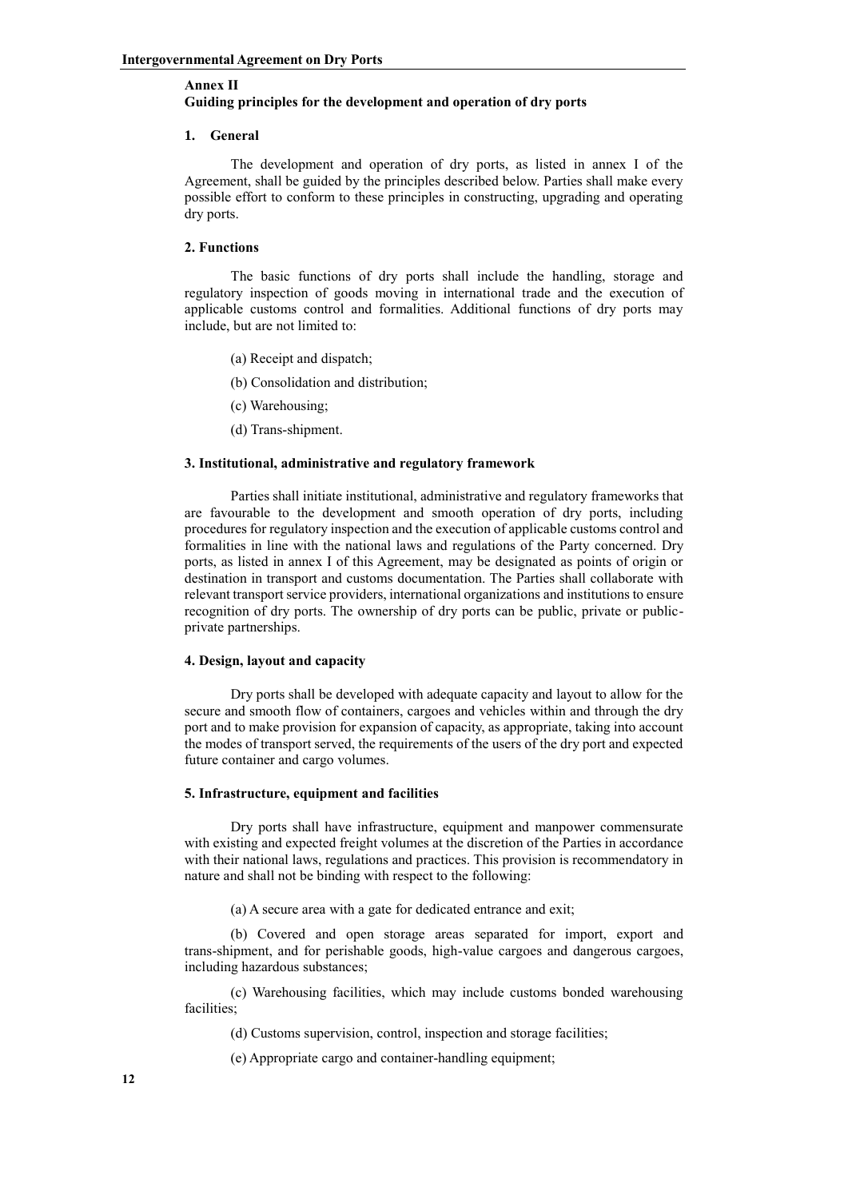## Annex II
## Guiding principles for the development and operation of dry ports

### 1. General

The development and operation of dry ports, as listed in annex I of the Agreement, shall be guided by the principles described below. Parties shall make every possible effort to conform to these principles in constructing, upgrading and operating dry ports.

### 2. Functions

The basic functions of dry ports shall include the handling, storage and regulatory inspection of goods moving in international trade and the execution of applicable customs control and formalities. Additional functions of dry ports may include, but are not limited to:

(a) Receipt and dispatch;

(b) Consolidation and distribution;

(c) Warehousing;

(d) Trans-shipment.

### 3. Institutional, administrative and regulatory framework

Parties shall initiate institutional, administrative and regulatory frameworks that are favourable to the development and smooth operation of dry ports, including procedures for regulatory inspection and the execution of applicable customs control and formalities in line with the national laws and regulations of the Party concerned. Dry ports, as listed in annex I of this Agreement, may be designated as points of origin or destination in transport and customs documentation. The Parties shall collaborate with relevant transport service providers, international organizations and institutions to ensure recognition of dry ports. The ownership of dry ports can be public, private or public-private partnerships.

### 4. Design, layout and capacity

Dry ports shall be developed with adequate capacity and layout to allow for the secure and smooth flow of containers, cargoes and vehicles within and through the dry port and to make provision for expansion of capacity, as appropriate, taking into account the modes of transport served, the requirements of the users of the dry port and expected future container and cargo volumes.

### 5. Infrastructure, equipment and facilities

Dry ports shall have infrastructure, equipment and manpower commensurate with existing and expected freight volumes at the discretion of the Parties in accordance with their national laws, regulations and practices. This provision is recommendatory in nature and shall not be binding with respect to the following:

(a) A secure area with a gate for dedicated entrance and exit;

(b) Covered and open storage areas separated for import, export and trans-shipment, and for perishable goods, high-value cargoes and dangerous cargoes, including hazardous substances;

(c) Warehousing facilities, which may include customs bonded warehousing facilities;

(d) Customs supervision, control, inspection and storage facilities;

(e) Appropriate cargo and container-handling equipment;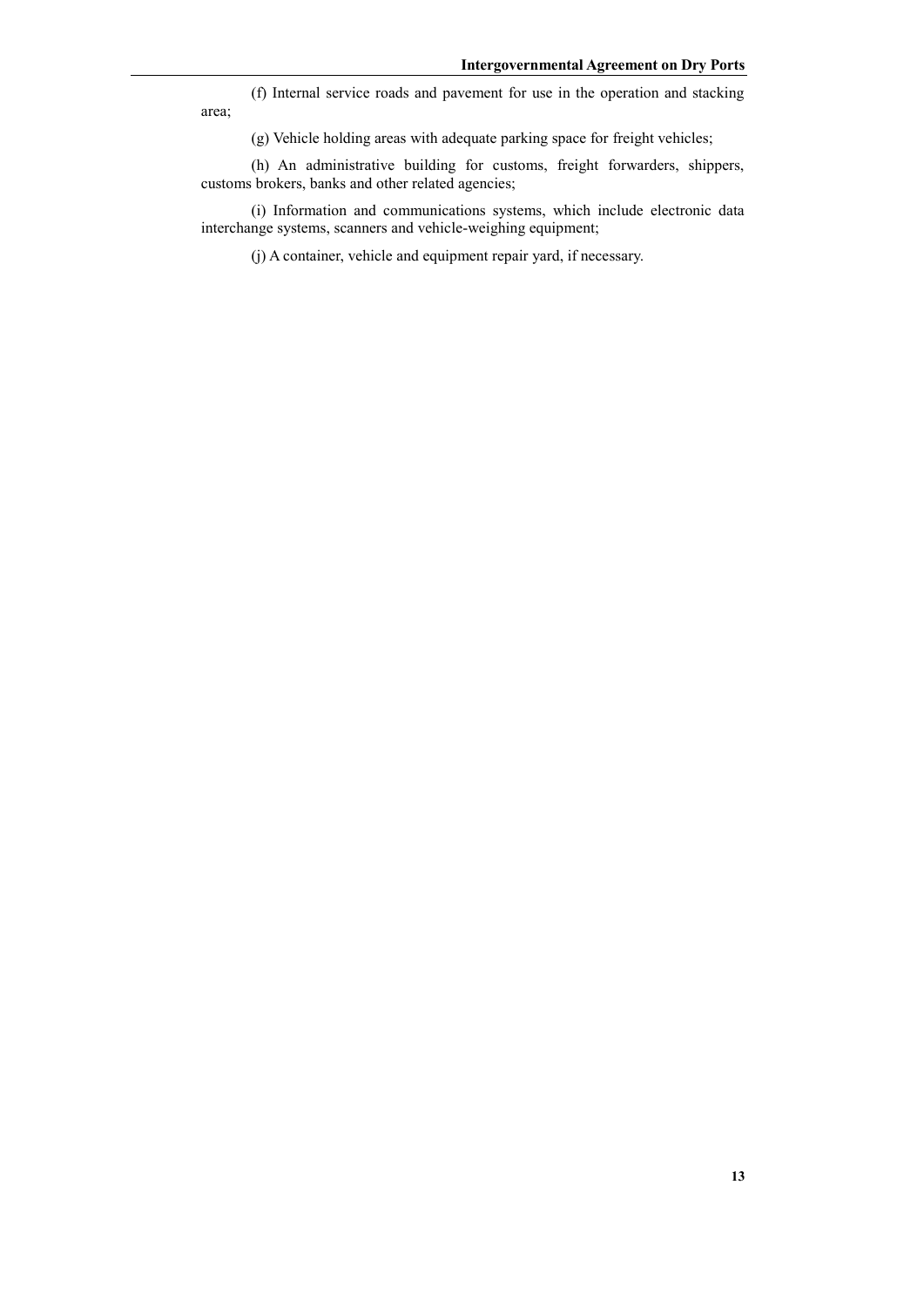(f) Internal service roads and pavement for use in the operation and stacking area;

(g) Vehicle holding areas with adequate parking space for freight vehicles;

(h) An administrative building for customs, freight forwarders, shippers, customs brokers, banks and other related agencies;

(i) Information and communications systems, which include electronic data interchange systems, scanners and vehicle-weighing equipment;

(j) A container, vehicle and equipment repair yard, if necessary.